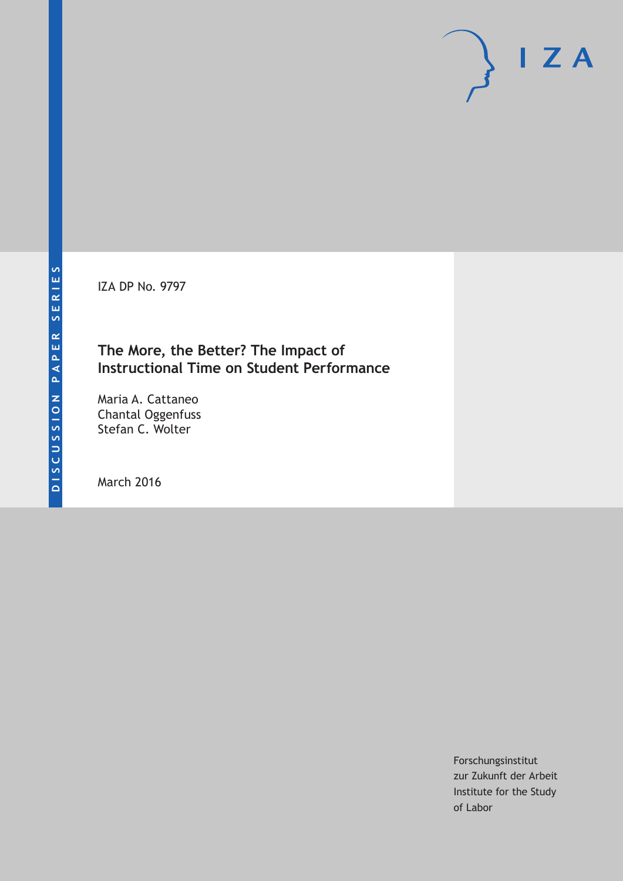DISCUSSION PAPER SERIES

IZA DP No. 9797

# The More, the Better? The Impact of Instructional Time on Student Performance

Maria A. Cattaneo
Chantal Oggenfuss
Stefan C. Wolter

March 2016

Forschungsinstitut
zur Zukunft der Arbeit
Institute for the Study
of Labor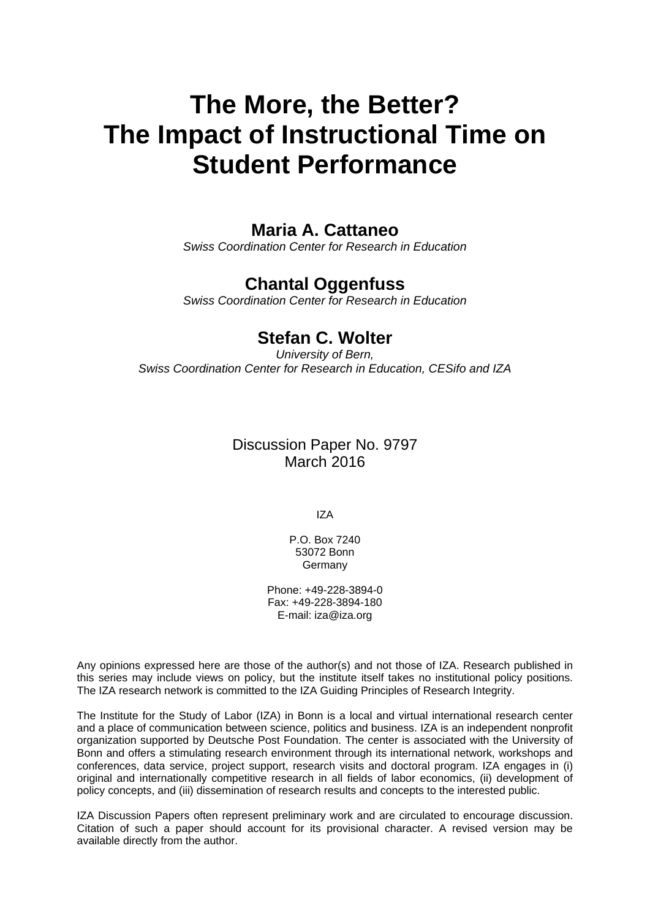# The More, the Better? The Impact of Instructional Time on Student Performance

**Maria A. Cattaneo**
*Swiss Coordination Center for Research in Education*

**Chantal Oggenfuss**
*Swiss Coordination Center for Research in Education*

**Stefan C. Wolter**
*University of Bern, Swiss Coordination Center for Research in Education, CESifo and IZA*

Discussion Paper No. 9797
March 2016

IZA

P.O. Box 7240
53072 Bonn
Germany

Phone: +49-228-3894-0
Fax: +49-228-3894-180
E-mail: iza@iza.org

Any opinions expressed here are those of the author(s) and not those of IZA. Research published in this series may include views on policy, but the institute itself takes no institutional policy positions. The IZA research network is committed to the IZA Guiding Principles of Research Integrity.

The Institute for the Study of Labor (IZA) in Bonn is a local and virtual international research center and a place of communication between science, politics and business. IZA is an independent nonprofit organization supported by Deutsche Post Foundation. The center is associated with the University of Bonn and offers a stimulating research environment through its international network, workshops and conferences, data service, project support, research visits and doctoral program. IZA engages in (i) original and internationally competitive research in all fields of labor economics, (ii) development of policy concepts, and (iii) dissemination of research results and concepts to the interested public.

IZA Discussion Papers often represent preliminary work and are circulated to encourage discussion. Citation of such a paper should account for its provisional character. A revised version may be available directly from the author.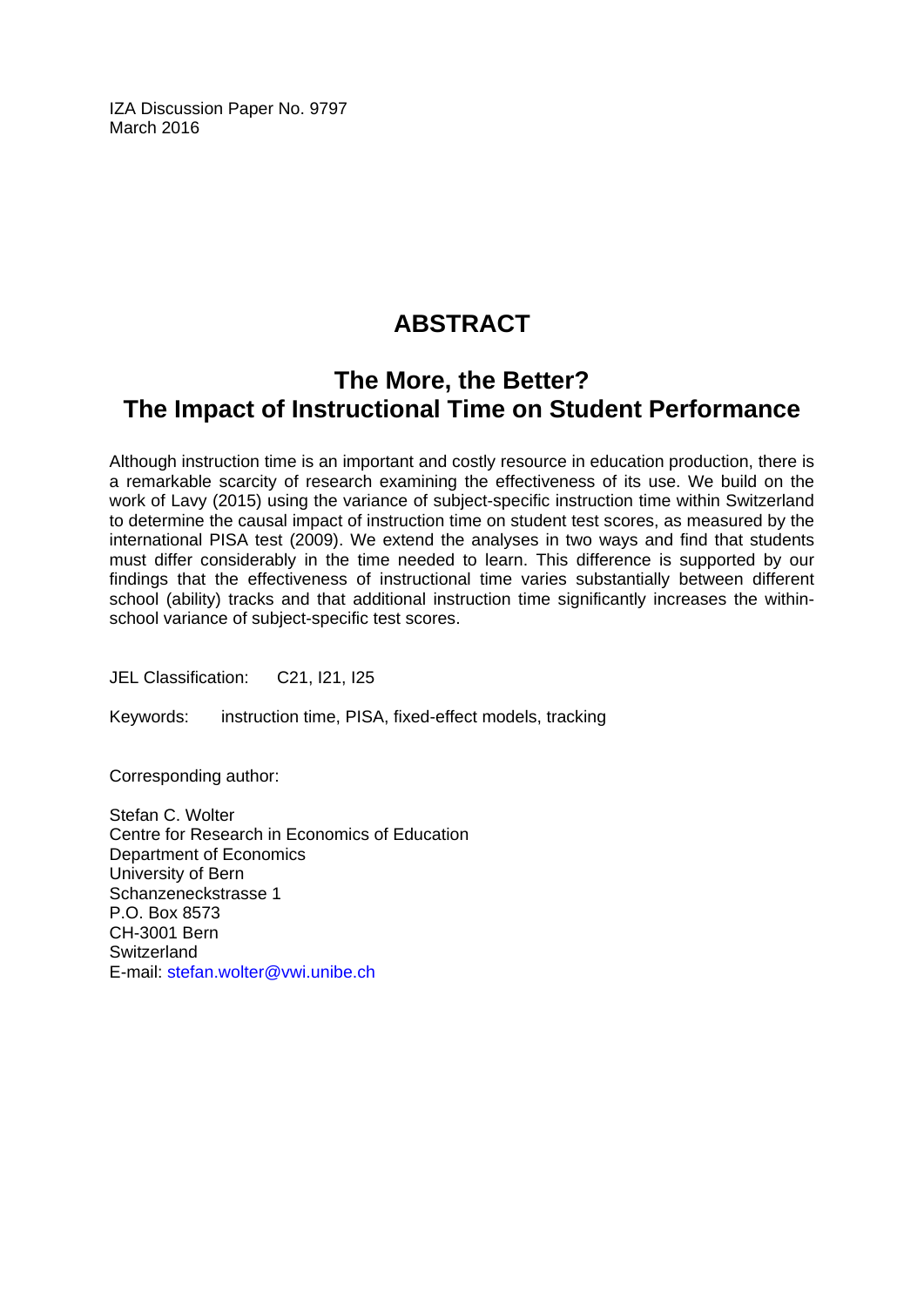IZA Discussion Paper No. 9797
March 2016

# ABSTRACT

## The More, the Better? The Impact of Instructional Time on Student Performance

Although instruction time is an important and costly resource in education production, there is a remarkable scarcity of research examining the effectiveness of its use. We build on the work of Lavy (2015) using the variance of subject-specific instruction time within Switzerland to determine the causal impact of instruction time on student test scores, as measured by the international PISA test (2009). We extend the analyses in two ways and find that students must differ considerably in the time needed to learn. This difference is supported by our findings that the effectiveness of instructional time varies substantially between different school (ability) tracks and that additional instruction time significantly increases the within-school variance of subject-specific test scores.

JEL Classification: C21, I21, I25

Keywords: instruction time, PISA, fixed-effect models, tracking

Corresponding author:

Stefan C. Wolter
Centre for Research in Economics of Education
Department of Economics
University of Bern
Schanzeneckstrasse 1
P.O. Box 8573
CH-3001 Bern
Switzerland
E-mail: stefan.wolter@vwi.unibe.ch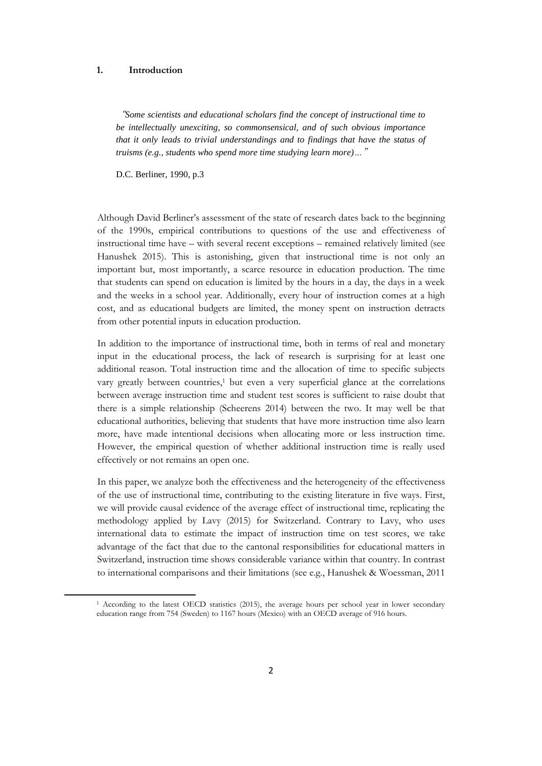## 1. Introduction

> *"Some scientists and educational scholars find the concept of instructional time to be intellectually unexciting, so commonsensical, and of such obvious importance that it only leads to trivial understandings and to findings that have the status of truisms (e.g., students who spend more time studying learn more)…"*
>
> D.C. Berliner, 1990, p.3

Although David Berliner's assessment of the state of research dates back to the beginning of the 1990s, empirical contributions to questions of the use and effectiveness of instructional time have – with several recent exceptions – remained relatively limited (see Hanushek 2015). This is astonishing, given that instructional time is not only an important but, most importantly, a scarce resource in education production. The time that students can spend on education is limited by the hours in a day, the days in a week and the weeks in a school year. Additionally, every hour of instruction comes at a high cost, and as educational budgets are limited, the money spent on instruction detracts from other potential inputs in education production.

In addition to the importance of instructional time, both in terms of real and monetary input in the educational process, the lack of research is surprising for at least one additional reason. Total instruction time and the allocation of time to specific subjects vary greatly between countries,[1] but even a very superficial glance at the correlations between average instruction time and student test scores is sufficient to raise doubt that there is a simple relationship (Scheerens 2014) between the two. It may well be that educational authorities, believing that students that have more instruction time also learn more, have made intentional decisions when allocating more or less instruction time. However, the empirical question of whether additional instruction time is really used effectively or not remains an open one.

In this paper, we analyze both the effectiveness and the heterogeneity of the effectiveness of the use of instructional time, contributing to the existing literature in five ways. First, we will provide causal evidence of the average effect of instructional time, replicating the methodology applied by Lavy (2015) for Switzerland. Contrary to Lavy, who uses international data to estimate the impact of instruction time on test scores, we take advantage of the fact that due to the cantonal responsibilities for educational matters in Switzerland, instruction time shows considerable variance within that country. In contrast to international comparisons and their limitations (see e.g., Hanushek & Woessman, 2011

[1] According to the latest OECD statistics (2015), the average hours per school year in lower secondary education range from 754 (Sweden) to 1167 hours (Mexico) with an OECD average of 916 hours.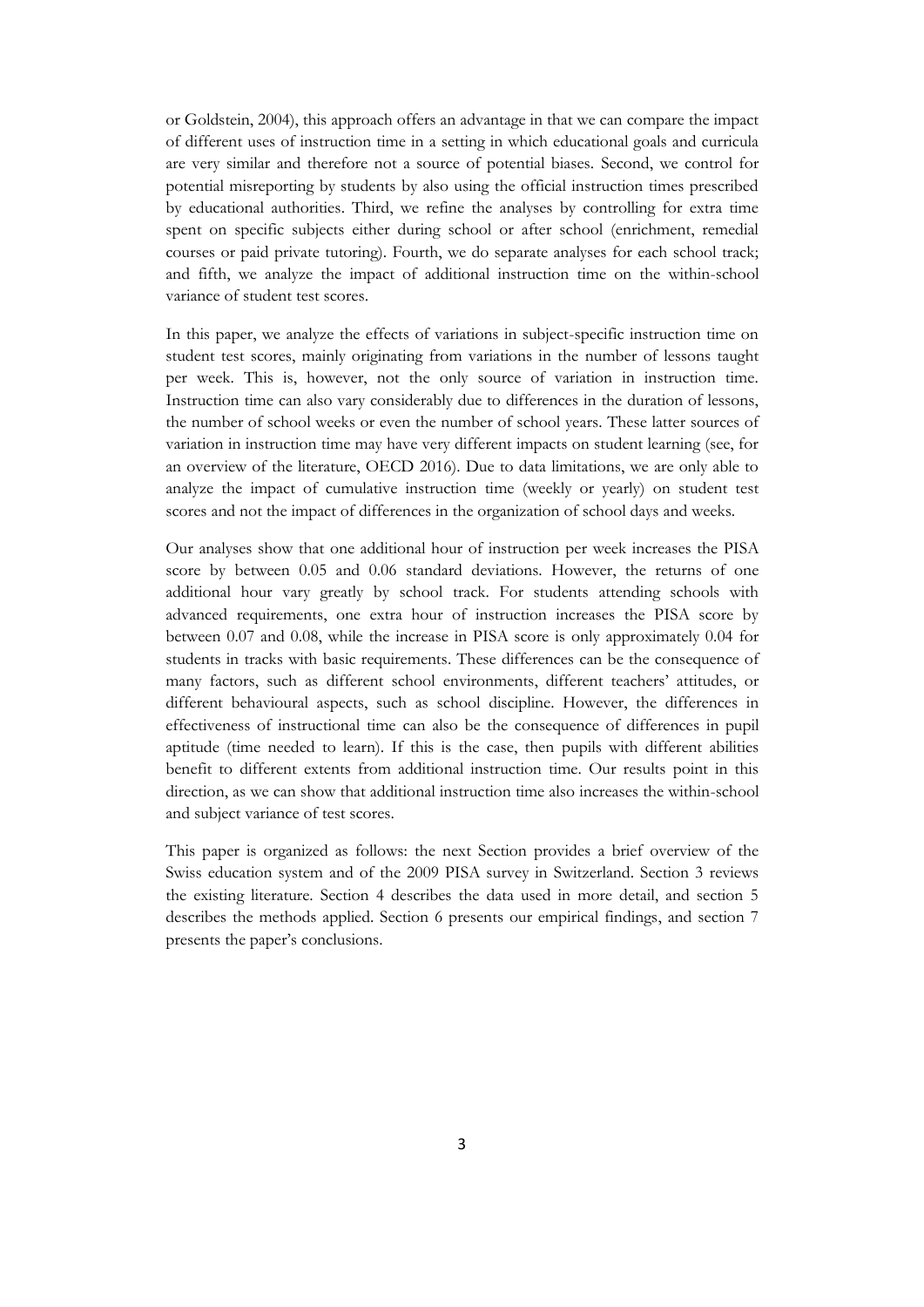or Goldstein, 2004), this approach offers an advantage in that we can compare the impact of different uses of instruction time in a setting in which educational goals and curricula are very similar and therefore not a source of potential biases. Second, we control for potential misreporting by students by also using the official instruction times prescribed by educational authorities. Third, we refine the analyses by controlling for extra time spent on specific subjects either during school or after school (enrichment, remedial courses or paid private tutoring). Fourth, we do separate analyses for each school track; and fifth, we analyze the impact of additional instruction time on the within-school variance of student test scores.

In this paper, we analyze the effects of variations in subject-specific instruction time on student test scores, mainly originating from variations in the number of lessons taught per week. This is, however, not the only source of variation in instruction time. Instruction time can also vary considerably due to differences in the duration of lessons, the number of school weeks or even the number of school years. These latter sources of variation in instruction time may have very different impacts on student learning (see, for an overview of the literature, OECD 2016). Due to data limitations, we are only able to analyze the impact of cumulative instruction time (weekly or yearly) on student test scores and not the impact of differences in the organization of school days and weeks.

Our analyses show that one additional hour of instruction per week increases the PISA score by between 0.05 and 0.06 standard deviations. However, the returns of one additional hour vary greatly by school track. For students attending schools with advanced requirements, one extra hour of instruction increases the PISA score by between 0.07 and 0.08, while the increase in PISA score is only approximately 0.04 for students in tracks with basic requirements. These differences can be the consequence of many factors, such as different school environments, different teachers' attitudes, or different behavioural aspects, such as school discipline. However, the differences in effectiveness of instructional time can also be the consequence of differences in pupil aptitude (time needed to learn). If this is the case, then pupils with different abilities benefit to different extents from additional instruction time. Our results point in this direction, as we can show that additional instruction time also increases the within-school and subject variance of test scores.

This paper is organized as follows: the next Section provides a brief overview of the Swiss education system and of the 2009 PISA survey in Switzerland. Section 3 reviews the existing literature. Section 4 describes the data used in more detail, and section 5 describes the methods applied. Section 6 presents our empirical findings, and section 7 presents the paper's conclusions.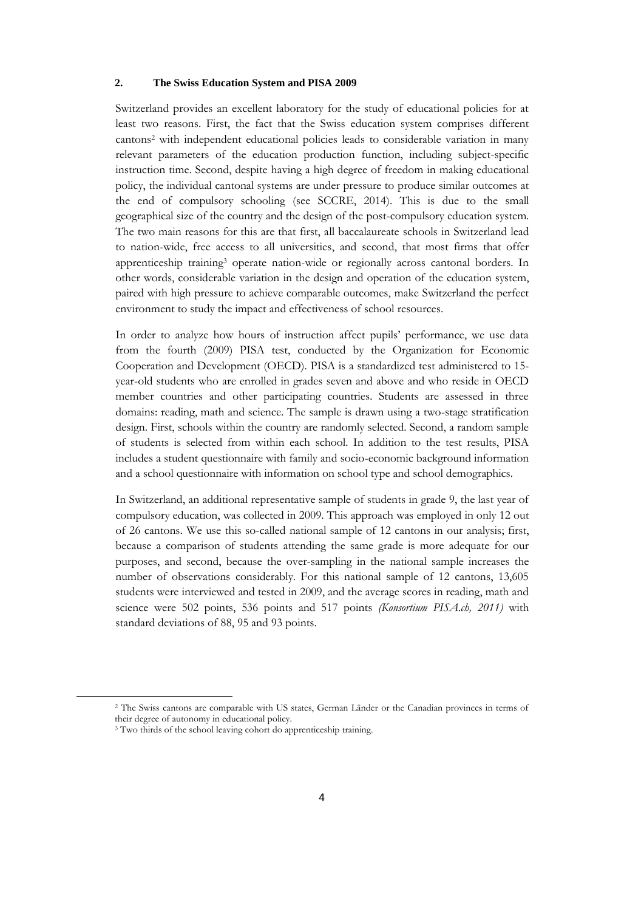## 2. The Swiss Education System and PISA 2009

Switzerland provides an excellent laboratory for the study of educational policies for at least two reasons. First, the fact that the Swiss education system comprises different cantons[2] with independent educational policies leads to considerable variation in many relevant parameters of the education production function, including subject-specific instruction time. Second, despite having a high degree of freedom in making educational policy, the individual cantonal systems are under pressure to produce similar outcomes at the end of compulsory schooling (see SCCRE, 2014). This is due to the small geographical size of the country and the design of the post-compulsory education system. The two main reasons for this are that first, all baccalaureate schools in Switzerland lead to nation-wide, free access to all universities, and second, that most firms that offer apprenticeship training[3] operate nation-wide or regionally across cantonal borders. In other words, considerable variation in the design and operation of the education system, paired with high pressure to achieve comparable outcomes, make Switzerland the perfect environment to study the impact and effectiveness of school resources.

In order to analyze how hours of instruction affect pupils' performance, we use data from the fourth (2009) PISA test, conducted by the Organization for Economic Cooperation and Development (OECD). PISA is a standardized test administered to 15-year-old students who are enrolled in grades seven and above and who reside in OECD member countries and other participating countries. Students are assessed in three domains: reading, math and science. The sample is drawn using a two-stage stratification design. First, schools within the country are randomly selected. Second, a random sample of students is selected from within each school. In addition to the test results, PISA includes a student questionnaire with family and socio-economic background information and a school questionnaire with information on school type and school demographics.

In Switzerland, an additional representative sample of students in grade 9, the last year of compulsory education, was collected in 2009. This approach was employed in only 12 out of 26 cantons. We use this so-called national sample of 12 cantons in our analysis; first, because a comparison of students attending the same grade is more adequate for our purposes, and second, because the over-sampling in the national sample increases the number of observations considerably. For this national sample of 12 cantons, 13,605 students were interviewed and tested in 2009, and the average scores in reading, math and science were 502 points, 536 points and 517 points *(Konsortium PISA.ch, 2011)* with standard deviations of 88, 95 and 93 points.

[2] The Swiss cantons are comparable with US states, German Länder or the Canadian provinces in terms of their degree of autonomy in educational policy.

[3] Two thirds of the school leaving cohort do apprenticeship training.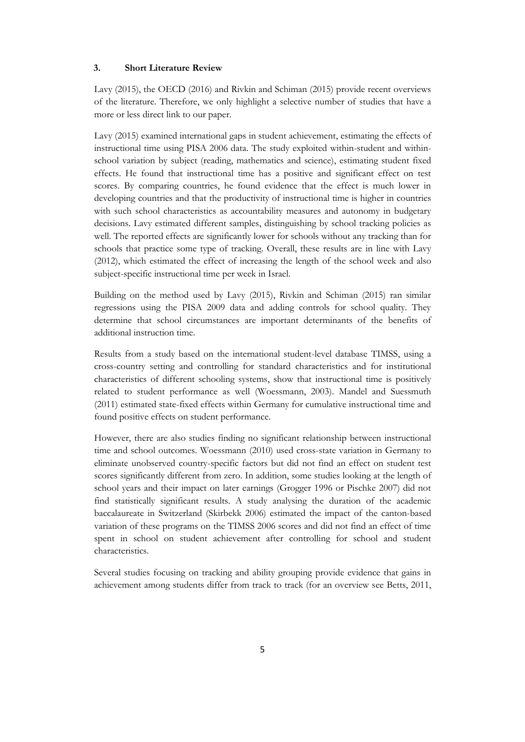### 3. Short Literature Review

Lavy (2015), the OECD (2016) and Rivkin and Schiman (2015) provide recent overviews of the literature. Therefore, we only highlight a selective number of studies that have a more or less direct link to our paper.

Lavy (2015) examined international gaps in student achievement, estimating the effects of instructional time using PISA 2006 data. The study exploited within-student and within-school variation by subject (reading, mathematics and science), estimating student fixed effects. He found that instructional time has a positive and significant effect on test scores. By comparing countries, he found evidence that the effect is much lower in developing countries and that the productivity of instructional time is higher in countries with such school characteristics as accountability measures and autonomy in budgetary decisions. Lavy estimated different samples, distinguishing by school tracking policies as well. The reported effects are significantly lower for schools without any tracking than for schools that practice some type of tracking. Overall, these results are in line with Lavy (2012), which estimated the effect of increasing the length of the school week and also subject-specific instructional time per week in Israel.

Building on the method used by Lavy (2015), Rivkin and Schiman (2015) ran similar regressions using the PISA 2009 data and adding controls for school quality. They determine that school circumstances are important determinants of the benefits of additional instruction time.

Results from a study based on the international student-level database TIMSS, using a cross-country setting and controlling for standard characteristics and for institutional characteristics of different schooling systems, show that instructional time is positively related to student performance as well (Woessmann, 2003). Mandel and Suessmuth (2011) estimated state-fixed effects within Germany for cumulative instructional time and found positive effects on student performance.

However, there are also studies finding no significant relationship between instructional time and school outcomes. Woessmann (2010) used cross-state variation in Germany to eliminate unobserved country-specific factors but did not find an effect on student test scores significantly different from zero. In addition, some studies looking at the length of school years and their impact on later earnings (Grogger 1996 or Pischke 2007) did not find statistically significant results. A study analysing the duration of the academic baccalaureate in Switzerland (Skirbekk 2006) estimated the impact of the canton-based variation of these programs on the TIMSS 2006 scores and did not find an effect of time spent in school on student achievement after controlling for school and student characteristics.

Several studies focusing on tracking and ability grouping provide evidence that gains in achievement among students differ from track to track (for an overview see Betts, 2011,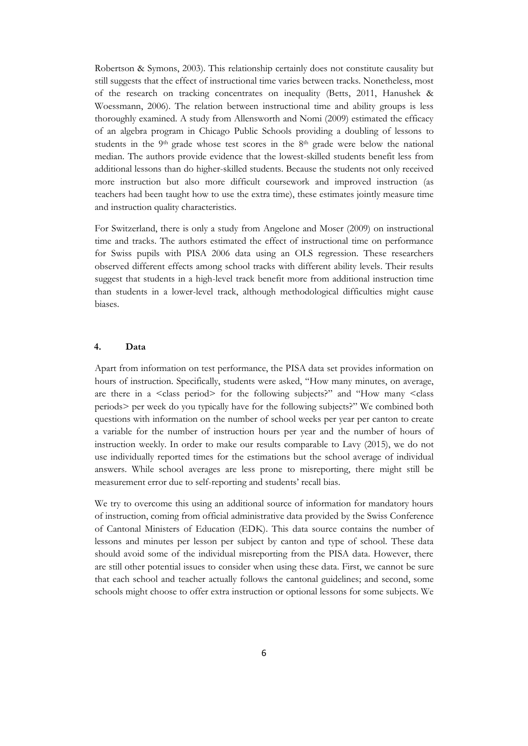Robertson & Symons, 2003). This relationship certainly does not constitute causality but still suggests that the effect of instructional time varies between tracks. Nonetheless, most of the research on tracking concentrates on inequality (Betts, 2011, Hanushek & Woessmann, 2006). The relation between instructional time and ability groups is less thoroughly examined. A study from Allensworth and Nomi (2009) estimated the efficacy of an algebra program in Chicago Public Schools providing a doubling of lessons to students in the 9th grade whose test scores in the 8th grade were below the national median. The authors provide evidence that the lowest-skilled students benefit less from additional lessons than do higher-skilled students. Because the students not only received more instruction but also more difficult coursework and improved instruction (as teachers had been taught how to use the extra time), these estimates jointly measure time and instruction quality characteristics.

For Switzerland, there is only a study from Angelone and Moser (2009) on instructional time and tracks. The authors estimated the effect of instructional time on performance for Swiss pupils with PISA 2006 data using an OLS regression. These researchers observed different effects among school tracks with different ability levels. Their results suggest that students in a high-level track benefit more from additional instruction time than students in a lower-level track, although methodological difficulties might cause biases.

## 4. Data

Apart from information on test performance, the PISA data set provides information on hours of instruction. Specifically, students were asked, "How many minutes, on average, are there in a <class period> for the following subjects?" and "How many <class periods> per week do you typically have for the following subjects?" We combined both questions with information on the number of school weeks per year per canton to create a variable for the number of instruction hours per year and the number of hours of instruction weekly. In order to make our results comparable to Lavy (2015), we do not use individually reported times for the estimations but the school average of individual answers. While school averages are less prone to misreporting, there might still be measurement error due to self-reporting and students' recall bias.

We try to overcome this using an additional source of information for mandatory hours of instruction, coming from official administrative data provided by the Swiss Conference of Cantonal Ministers of Education (EDK). This data source contains the number of lessons and minutes per lesson per subject by canton and type of school. These data should avoid some of the individual misreporting from the PISA data. However, there are still other potential issues to consider when using these data. First, we cannot be sure that each school and teacher actually follows the cantonal guidelines; and second, some schools might choose to offer extra instruction or optional lessons for some subjects. We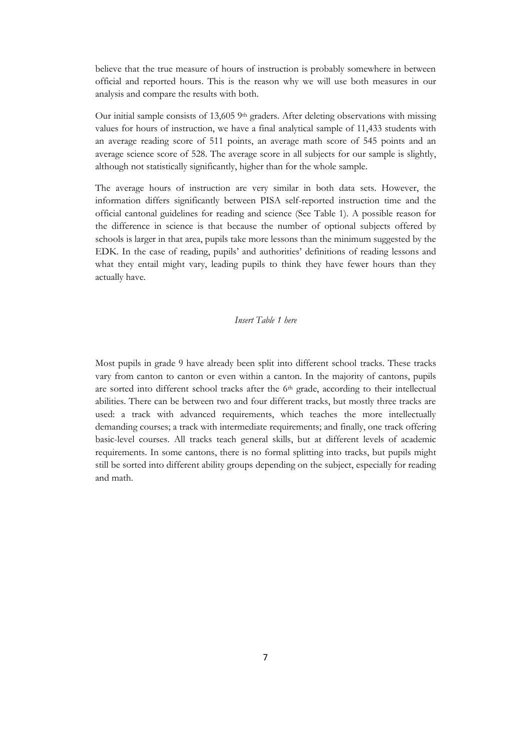believe that the true measure of hours of instruction is probably somewhere in between official and reported hours. This is the reason why we will use both measures in our analysis and compare the results with both.

Our initial sample consists of 13,605 9th graders. After deleting observations with missing values for hours of instruction, we have a final analytical sample of 11,433 students with an average reading score of 511 points, an average math score of 545 points and an average science score of 528. The average score in all subjects for our sample is slightly, although not statistically significantly, higher than for the whole sample.

The average hours of instruction are very similar in both data sets. However, the information differs significantly between PISA self-reported instruction time and the official cantonal guidelines for reading and science (See Table 1). A possible reason for the difference in science is that because the number of optional subjects offered by schools is larger in that area, pupils take more lessons than the minimum suggested by the EDK. In the case of reading, pupils' and authorities' definitions of reading lessons and what they entail might vary, leading pupils to think they have fewer hours than they actually have.

*Insert Table 1 here*

Most pupils in grade 9 have already been split into different school tracks. These tracks vary from canton to canton or even within a canton. In the majority of cantons, pupils are sorted into different school tracks after the 6th grade, according to their intellectual abilities. There can be between two and four different tracks, but mostly three tracks are used: a track with advanced requirements, which teaches the more intellectually demanding courses; a track with intermediate requirements; and finally, one track offering basic-level courses. All tracks teach general skills, but at different levels of academic requirements. In some cantons, there is no formal splitting into tracks, but pupils might still be sorted into different ability groups depending on the subject, especially for reading and math.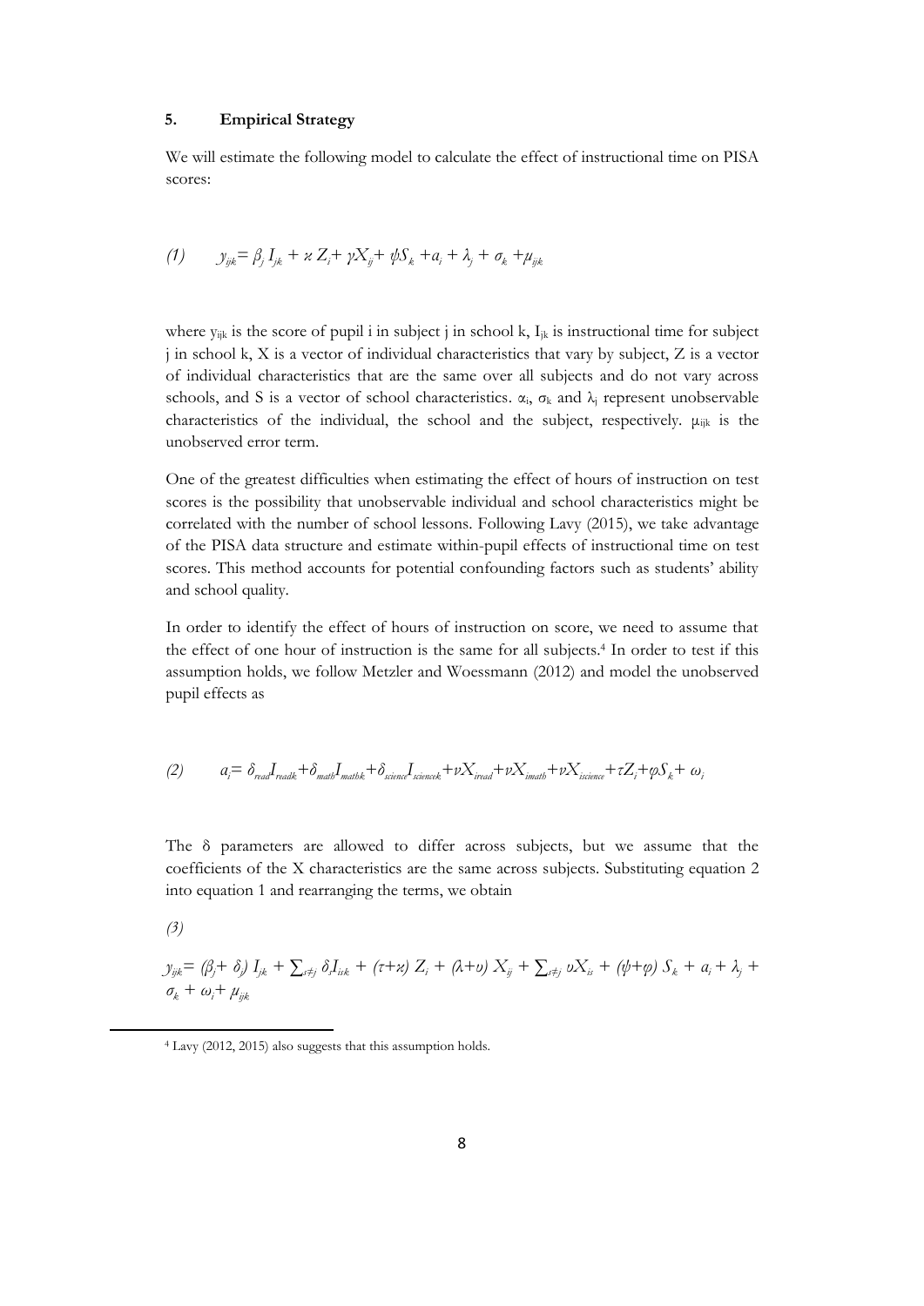## 5. Empirical Strategy

We will estimate the following model to calculate the effect of instructional time on PISA scores:

$$(1) \qquad y_{ijk} = \beta_j I_{jk} + \varkappa Z_i + \gamma X_{ij} + \psi S_k + a_i + \lambda_j + \sigma_k + \mu_{ijk}$$

where $y_{ijk}$ is the score of pupil i in subject j in school k, $I_{jk}$ is instructional time for subject j in school k, X is a vector of individual characteristics that vary by subject, Z is a vector of individual characteristics that are the same over all subjects and do not vary across schools, and S is a vector of school characteristics. $\alpha_i$, $\sigma_k$ and $\lambda_j$ represent unobservable characteristics of the individual, the school and the subject, respectively. $\mu_{ijk}$ is the unobserved error term.

One of the greatest difficulties when estimating the effect of hours of instruction on test scores is the possibility that unobservable individual and school characteristics might be correlated with the number of school lessons. Following Lavy (2015), we take advantage of the PISA data structure and estimate within-pupil effects of instructional time on test scores. This method accounts for potential confounding factors such as students' ability and school quality.

In order to identify the effect of hours of instruction on score, we need to assume that the effect of one hour of instruction is the same for all subjects.[4] In order to test if this assumption holds, we follow Metzler and Woessmann (2012) and model the unobserved pupil effects as

$$(2) \qquad a_i = \delta_{read} I_{readk} + \delta_{math} I_{mathk} + \delta_{science} I_{sciencek} + \nu X_{iread} + \nu X_{imath} + \nu X_{iscience} + \tau Z_i + \varphi S_k + \omega_i$$

The δ parameters are allowed to differ across subjects, but we assume that the coefficients of the X characteristics are the same across subjects. Substituting equation 2 into equation 1 and rearranging the terms, we obtain

$$(3)$$

$$y_{ijk} = (\beta_j + \delta_j)\, I_{jk} + \textstyle\sum_{s \neq j} \delta_s I_{isk} + (\tau + \varkappa)\, Z_i + (\lambda + \upsilon)\, X_{ij} + \textstyle\sum_{s \neq j} \upsilon X_{is} + (\psi + \varphi)\, S_k + a_i + \lambda_j + \sigma_k + \omega_i + \mu_{ijk}$$

---

[4] Lavy (2012, 2015) also suggests that this assumption holds.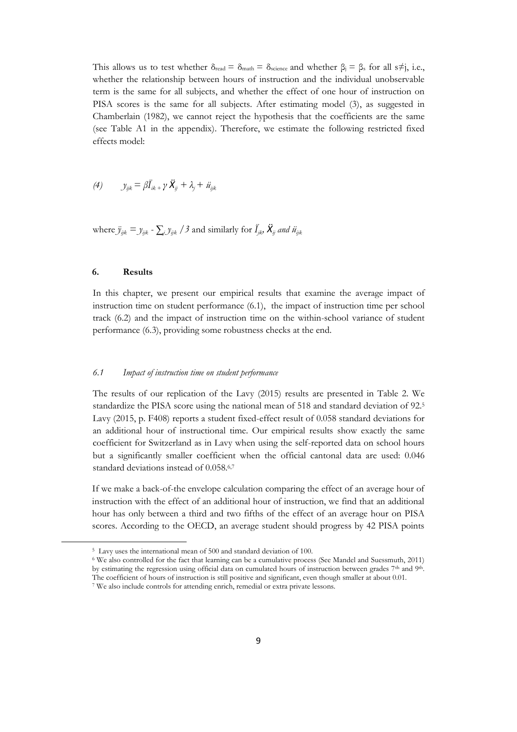This allows us to test whether $\delta_{read} = \delta_{math} = \delta_{science}$ and whether $\beta_j = \beta_s$ for all $s \neq j$, i.e., whether the relationship between hours of instruction and the individual unobservable term is the same for all subjects, and whether the effect of one hour of instruction on PISA scores is the same for all subjects. After estimating model (3), as suggested in Chamberlain (1982), we cannot reject the hypothesis that the coefficients are the same (see Table A1 in the appendix). Therefore, we estimate the following restricted fixed effects model:

$$(4) \qquad \ddot{y}_{ijk} = \beta \ddot{I}_{ik} + \gamma \ddot{X}_{ij} + \lambda_j + \ddot{u}_{ijk}$$

where $\ddot{y}_{ijk} = y_{ijk} - \sum_j y_{ijk} / 3$ and similarly for $\ddot{I}_{jk}$, $\ddot{X}_{ij}$ *and* $\ddot{u}_{ijk}$

## 6. Results

In this chapter, we present our empirical results that examine the average impact of instruction time on student performance (6.1), the impact of instruction time per school track (6.2) and the impact of instruction time on the within-school variance of student performance (6.3), providing some robustness checks at the end.

### *6.1 Impact of instruction time on student performance*

The results of our replication of the Lavy (2015) results are presented in Table 2. We standardize the PISA score using the national mean of 518 and standard deviation of 92.[5] Lavy (2015, p. F408) reports a student fixed-effect result of 0.058 standard deviations for an additional hour of instructional time. Our empirical results show exactly the same coefficient for Switzerland as in Lavy when using the self-reported data on school hours but a significantly smaller coefficient when the official cantonal data are used: 0.046 standard deviations instead of 0.058.[6,7]

If we make a back-of-the envelope calculation comparing the effect of an average hour of instruction with the effect of an additional hour of instruction, we find that an additional hour has only between a third and two fifths of the effect of an average hour on PISA scores. According to the OECD, an average student should progress by 42 PISA points

---

[5] Lavy uses the international mean of 500 and standard deviation of 100.

[6] We also controlled for the fact that learning can be a cumulative process (See Mandel and Suessmuth, 2011) by estimating the regression using official data on cumulated hours of instruction between grades 7th and 9th. The coefficient of hours of instruction is still positive and significant, even though smaller at about 0.01.

[7] We also include controls for attending enrich, remedial or extra private lessons.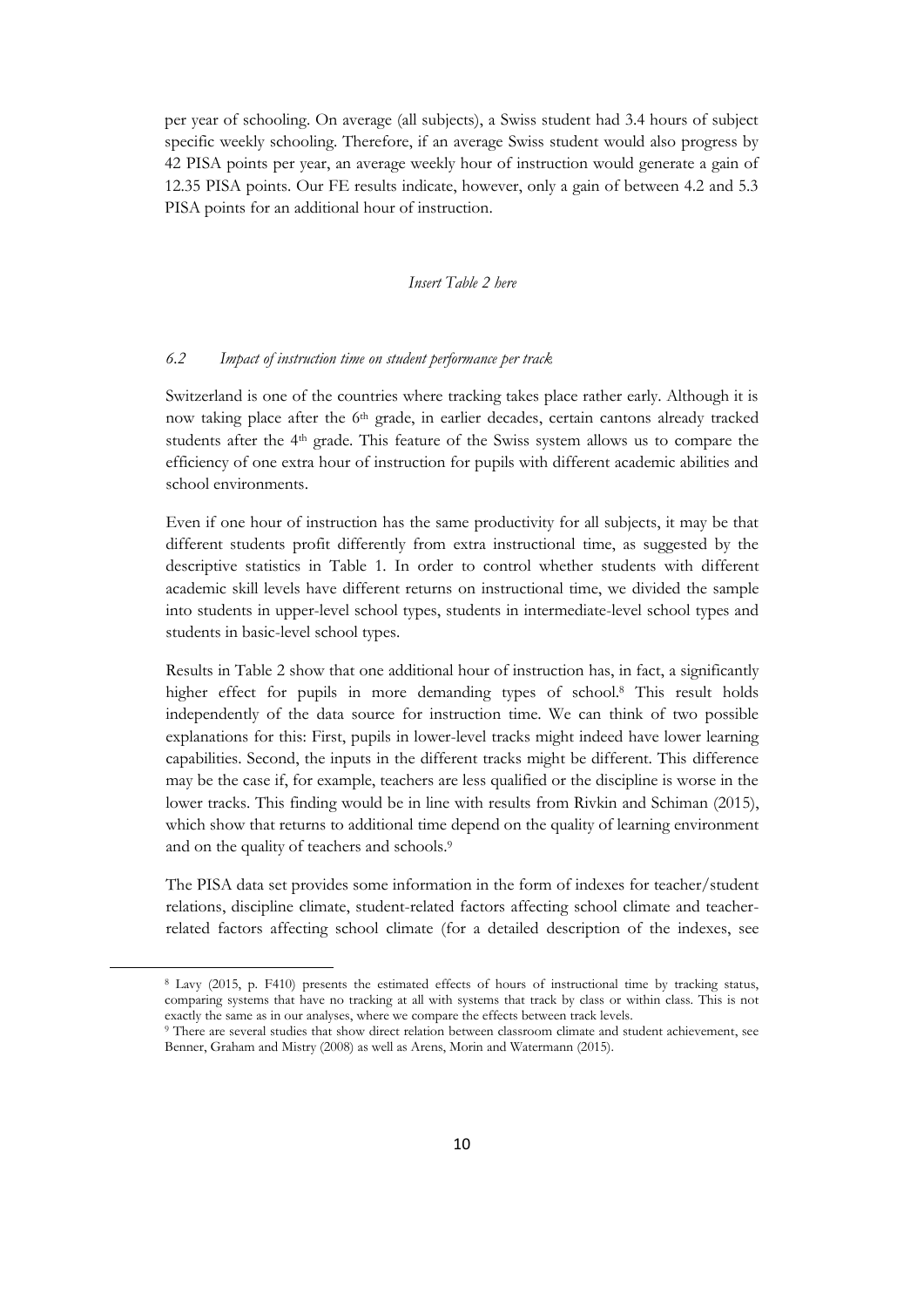per year of schooling. On average (all subjects), a Swiss student had 3.4 hours of subject specific weekly schooling. Therefore, if an average Swiss student would also progress by 42 PISA points per year, an average weekly hour of instruction would generate a gain of 12.35 PISA points. Our FE results indicate, however, only a gain of between 4.2 and 5.3 PISA points for an additional hour of instruction.

*Insert Table 2 here*

### *6.2 Impact of instruction time on student performance per track*

Switzerland is one of the countries where tracking takes place rather early. Although it is now taking place after the 6th grade, in earlier decades, certain cantons already tracked students after the 4th grade. This feature of the Swiss system allows us to compare the efficiency of one extra hour of instruction for pupils with different academic abilities and school environments.

Even if one hour of instruction has the same productivity for all subjects, it may be that different students profit differently from extra instructional time, as suggested by the descriptive statistics in Table 1. In order to control whether students with different academic skill levels have different returns on instructional time, we divided the sample into students in upper-level school types, students in intermediate-level school types and students in basic-level school types.

Results in Table 2 show that one additional hour of instruction has, in fact, a significantly higher effect for pupils in more demanding types of school.[8] This result holds independently of the data source for instruction time. We can think of two possible explanations for this: First, pupils in lower-level tracks might indeed have lower learning capabilities. Second, the inputs in the different tracks might be different. This difference may be the case if, for example, teachers are less qualified or the discipline is worse in the lower tracks. This finding would be in line with results from Rivkin and Schiman (2015), which show that returns to additional time depend on the quality of learning environment and on the quality of teachers and schools.[9]

The PISA data set provides some information in the form of indexes for teacher/student relations, discipline climate, student-related factors affecting school climate and teacher-related factors affecting school climate (for a detailed description of the indexes, see

---

[8] Lavy (2015, p. F410) presents the estimated effects of hours of instructional time by tracking status, comparing systems that have no tracking at all with systems that track by class or within class. This is not exactly the same as in our analyses, where we compare the effects between track levels.

[9] There are several studies that show direct relation between classroom climate and student achievement, see Benner, Graham and Mistry (2008) as well as Arens, Morin and Watermann (2015).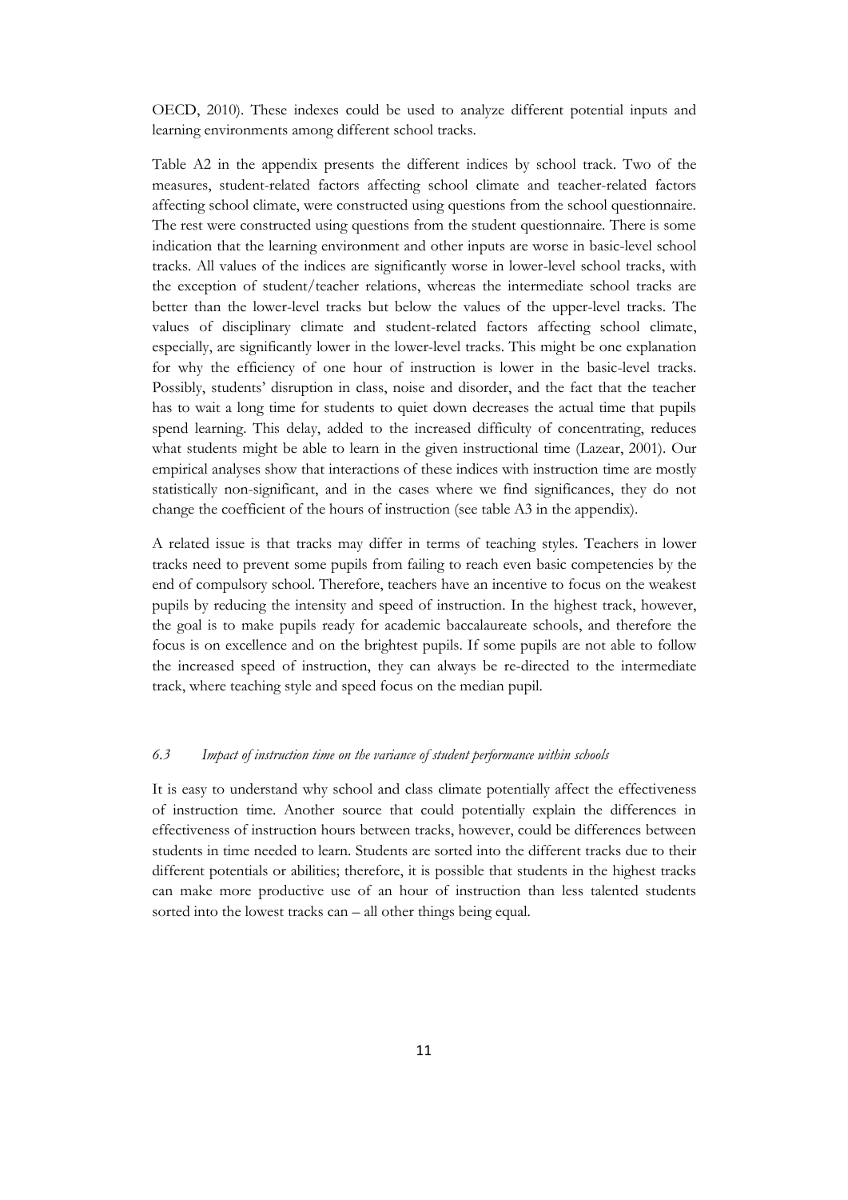OECD, 2010). These indexes could be used to analyze different potential inputs and learning environments among different school tracks.

Table A2 in the appendix presents the different indices by school track. Two of the measures, student-related factors affecting school climate and teacher-related factors affecting school climate, were constructed using questions from the school questionnaire. The rest were constructed using questions from the student questionnaire. There is some indication that the learning environment and other inputs are worse in basic-level school tracks. All values of the indices are significantly worse in lower-level school tracks, with the exception of student/teacher relations, whereas the intermediate school tracks are better than the lower-level tracks but below the values of the upper-level tracks. The values of disciplinary climate and student-related factors affecting school climate, especially, are significantly lower in the lower-level tracks. This might be one explanation for why the efficiency of one hour of instruction is lower in the basic-level tracks. Possibly, students' disruption in class, noise and disorder, and the fact that the teacher has to wait a long time for students to quiet down decreases the actual time that pupils spend learning. This delay, added to the increased difficulty of concentrating, reduces what students might be able to learn in the given instructional time (Lazear, 2001). Our empirical analyses show that interactions of these indices with instruction time are mostly statistically non-significant, and in the cases where we find significances, they do not change the coefficient of the hours of instruction (see table A3 in the appendix).

A related issue is that tracks may differ in terms of teaching styles. Teachers in lower tracks need to prevent some pupils from failing to reach even basic competencies by the end of compulsory school. Therefore, teachers have an incentive to focus on the weakest pupils by reducing the intensity and speed of instruction. In the highest track, however, the goal is to make pupils ready for academic baccalaureate schools, and therefore the focus is on excellence and on the brightest pupils. If some pupils are not able to follow the increased speed of instruction, they can always be re-directed to the intermediate track, where teaching style and speed focus on the median pupil.

### *6.3 Impact of instruction time on the variance of student performance within schools*

It is easy to understand why school and class climate potentially affect the effectiveness of instruction time. Another source that could potentially explain the differences in effectiveness of instruction hours between tracks, however, could be differences between students in time needed to learn. Students are sorted into the different tracks due to their different potentials or abilities; therefore, it is possible that students in the highest tracks can make more productive use of an hour of instruction than less talented students sorted into the lowest tracks can – all other things being equal.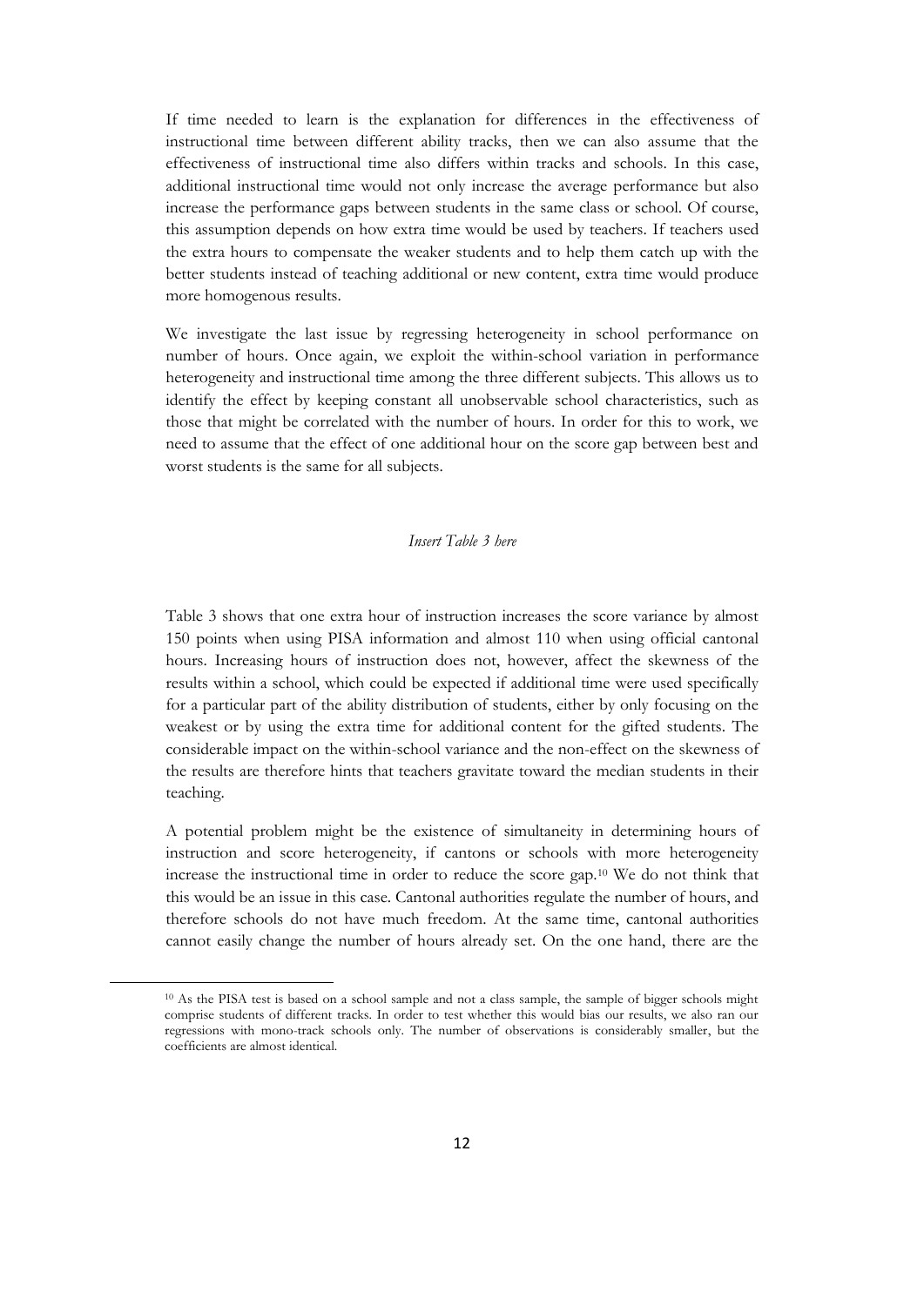If time needed to learn is the explanation for differences in the effectiveness of instructional time between different ability tracks, then we can also assume that the effectiveness of instructional time also differs within tracks and schools. In this case, additional instructional time would not only increase the average performance but also increase the performance gaps between students in the same class or school. Of course, this assumption depends on how extra time would be used by teachers. If teachers used the extra hours to compensate the weaker students and to help them catch up with the better students instead of teaching additional or new content, extra time would produce more homogenous results.

We investigate the last issue by regressing heterogeneity in school performance on number of hours. Once again, we exploit the within-school variation in performance heterogeneity and instructional time among the three different subjects. This allows us to identify the effect by keeping constant all unobservable school characteristics, such as those that might be correlated with the number of hours. In order for this to work, we need to assume that the effect of one additional hour on the score gap between best and worst students is the same for all subjects.

*Insert Table 3 here*

Table 3 shows that one extra hour of instruction increases the score variance by almost 150 points when using PISA information and almost 110 when using official cantonal hours. Increasing hours of instruction does not, however, affect the skewness of the results within a school, which could be expected if additional time were used specifically for a particular part of the ability distribution of students, either by only focusing on the weakest or by using the extra time for additional content for the gifted students. The considerable impact on the within-school variance and the non-effect on the skewness of the results are therefore hints that teachers gravitate toward the median students in their teaching.

A potential problem might be the existence of simultaneity in determining hours of instruction and score heterogeneity, if cantons or schools with more heterogeneity increase the instructional time in order to reduce the score gap.[10] We do not think that this would be an issue in this case. Cantonal authorities regulate the number of hours, and therefore schools do not have much freedom. At the same time, cantonal authorities cannot easily change the number of hours already set. On the one hand, there are the

[10] As the PISA test is based on a school sample and not a class sample, the sample of bigger schools might comprise students of different tracks. In order to test whether this would bias our results, we also ran our regressions with mono-track schools only. The number of observations is considerably smaller, but the coefficients are almost identical.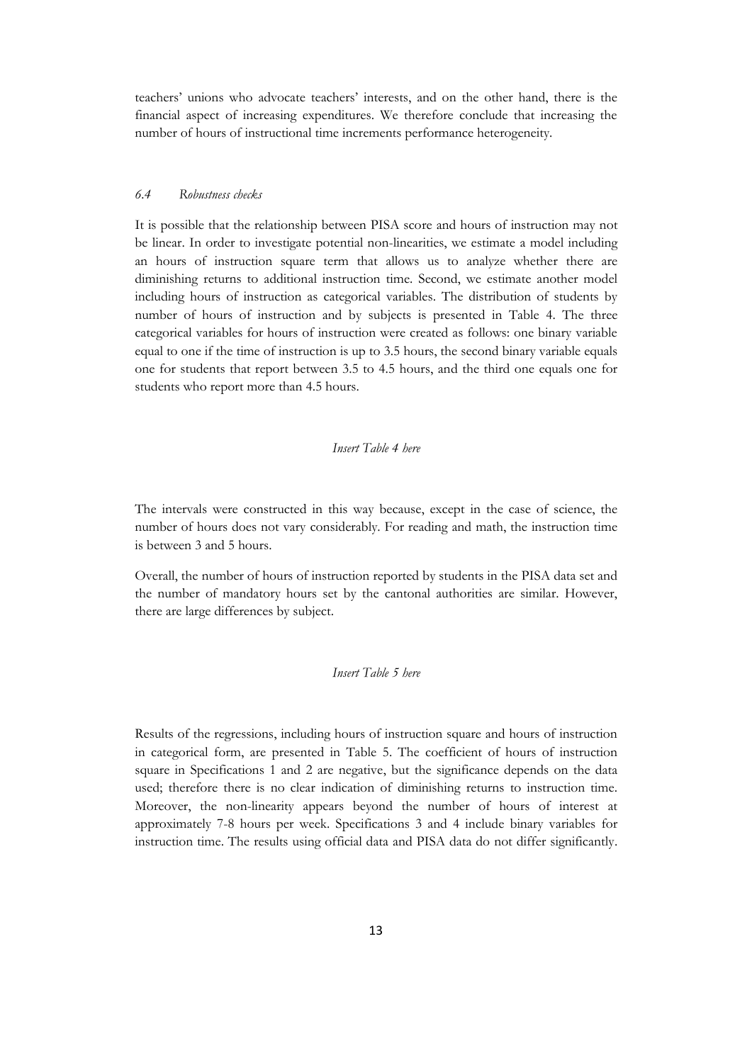teachers' unions who advocate teachers' interests, and on the other hand, there is the financial aspect of increasing expenditures. We therefore conclude that increasing the number of hours of instructional time increments performance heterogeneity.

### *6.4 Robustness checks*

It is possible that the relationship between PISA score and hours of instruction may not be linear. In order to investigate potential non-linearities, we estimate a model including an hours of instruction square term that allows us to analyze whether there are diminishing returns to additional instruction time. Second, we estimate another model including hours of instruction as categorical variables. The distribution of students by number of hours of instruction and by subjects is presented in Table 4. The three categorical variables for hours of instruction were created as follows: one binary variable equal to one if the time of instruction is up to 3.5 hours, the second binary variable equals one for students that report between 3.5 to 4.5 hours, and the third one equals one for students who report more than 4.5 hours.

*Insert Table 4 here*

The intervals were constructed in this way because, except in the case of science, the number of hours does not vary considerably. For reading and math, the instruction time is between 3 and 5 hours.

Overall, the number of hours of instruction reported by students in the PISA data set and the number of mandatory hours set by the cantonal authorities are similar. However, there are large differences by subject.

*Insert Table 5 here*

Results of the regressions, including hours of instruction square and hours of instruction in categorical form, are presented in Table 5. The coefficient of hours of instruction square in Specifications 1 and 2 are negative, but the significance depends on the data used; therefore there is no clear indication of diminishing returns to instruction time. Moreover, the non-linearity appears beyond the number of hours of interest at approximately 7-8 hours per week. Specifications 3 and 4 include binary variables for instruction time. The results using official data and PISA data do not differ significantly.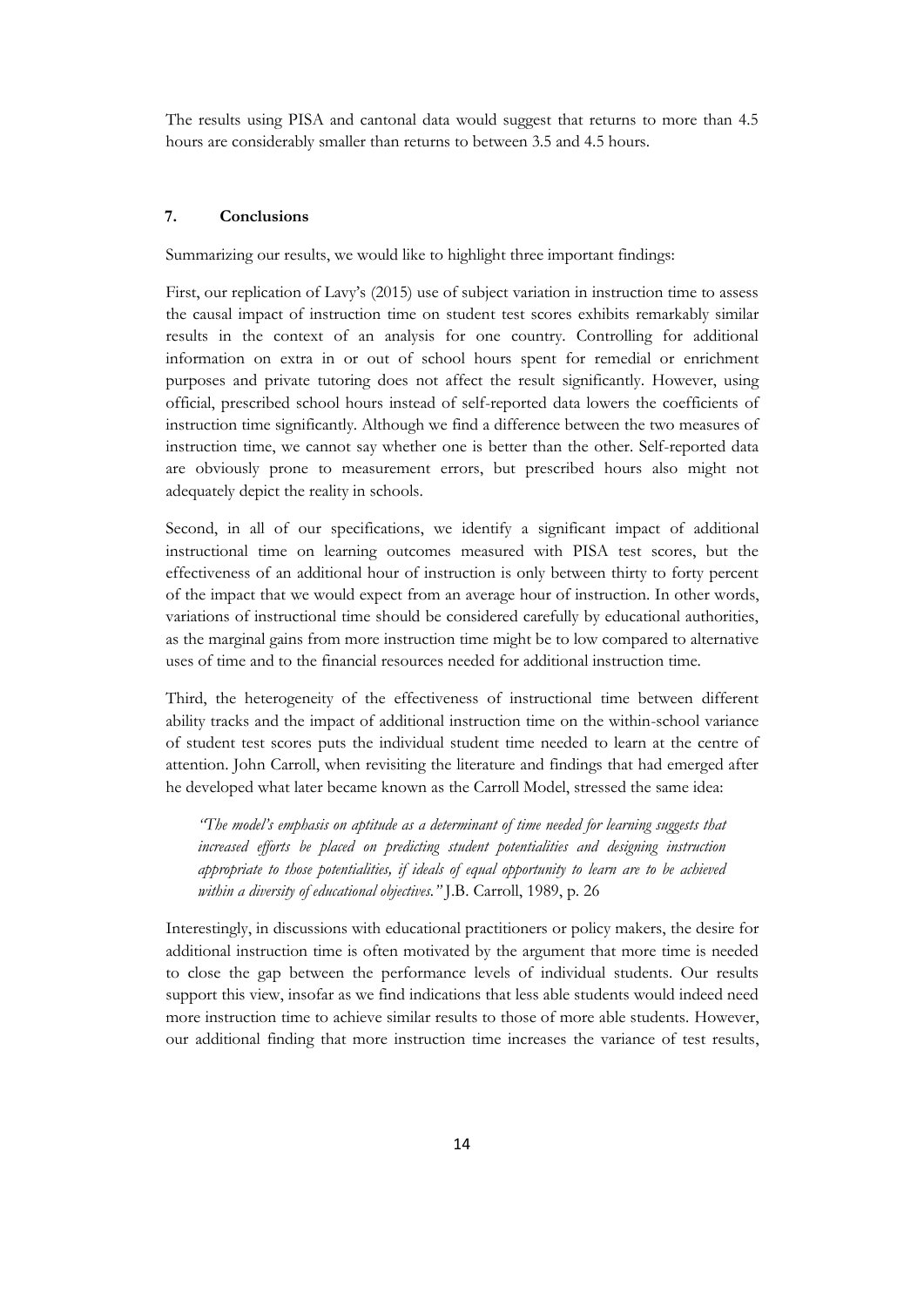The results using PISA and cantonal data would suggest that returns to more than 4.5 hours are considerably smaller than returns to between 3.5 and 4.5 hours.

## 7. Conclusions

Summarizing our results, we would like to highlight three important findings:

First, our replication of Lavy's (2015) use of subject variation in instruction time to assess the causal impact of instruction time on student test scores exhibits remarkably similar results in the context of an analysis for one country. Controlling for additional information on extra in or out of school hours spent for remedial or enrichment purposes and private tutoring does not affect the result significantly. However, using official, prescribed school hours instead of self-reported data lowers the coefficients of instruction time significantly. Although we find a difference between the two measures of instruction time, we cannot say whether one is better than the other. Self-reported data are obviously prone to measurement errors, but prescribed hours also might not adequately depict the reality in schools.

Second, in all of our specifications, we identify a significant impact of additional instructional time on learning outcomes measured with PISA test scores, but the effectiveness of an additional hour of instruction is only between thirty to forty percent of the impact that we would expect from an average hour of instruction. In other words, variations of instructional time should be considered carefully by educational authorities, as the marginal gains from more instruction time might be to low compared to alternative uses of time and to the financial resources needed for additional instruction time.

Third, the heterogeneity of the effectiveness of instructional time between different ability tracks and the impact of additional instruction time on the within-school variance of student test scores puts the individual student time needed to learn at the centre of attention. John Carroll, when revisiting the literature and findings that had emerged after he developed what later became known as the Carroll Model, stressed the same idea:

> *"The model's emphasis on aptitude as a determinant of time needed for learning suggests that increased efforts be placed on predicting student potentialities and designing instruction appropriate to those potentialities, if ideals of equal opportunity to learn are to be achieved within a diversity of educational objectives."* J.B. Carroll, 1989, p. 26

Interestingly, in discussions with educational practitioners or policy makers, the desire for additional instruction time is often motivated by the argument that more time is needed to close the gap between the performance levels of individual students. Our results support this view, insofar as we find indications that less able students would indeed need more instruction time to achieve similar results to those of more able students. However, our additional finding that more instruction time increases the variance of test results,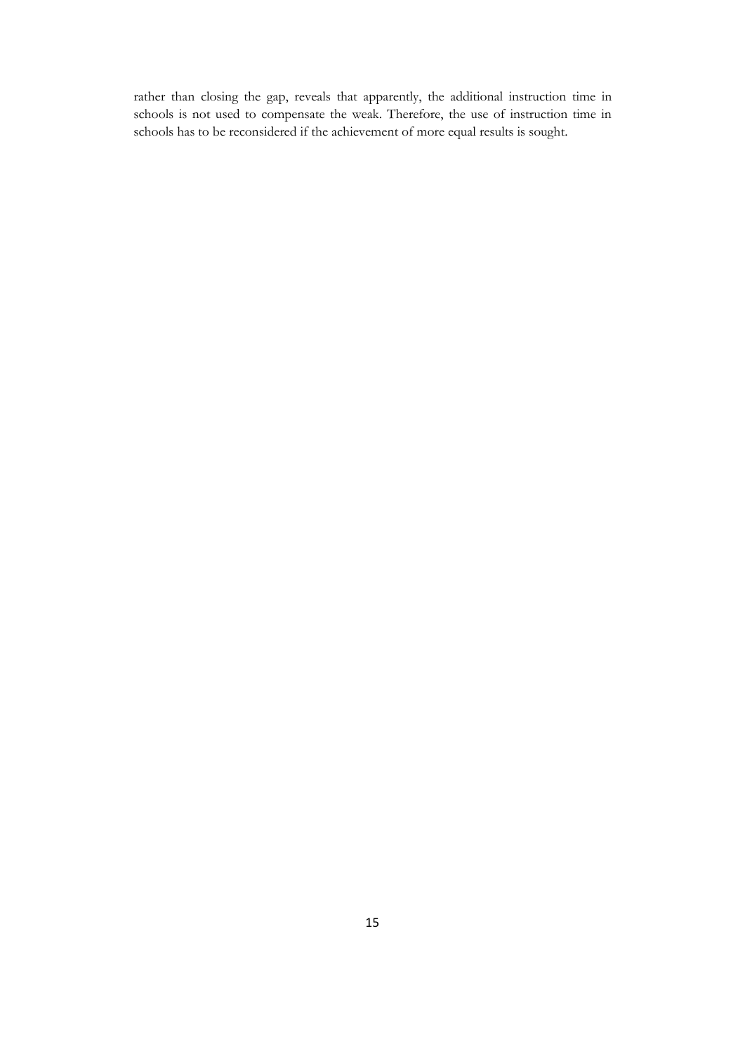rather than closing the gap, reveals that apparently, the additional instruction time in schools is not used to compensate the weak. Therefore, the use of instruction time in schools has to be reconsidered if the achievement of more equal results is sought.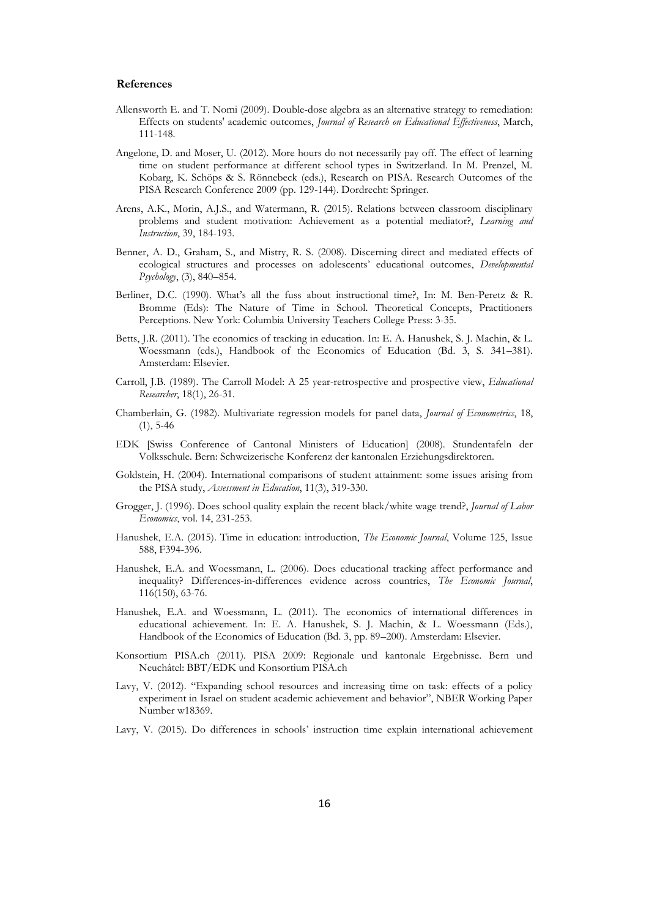**References**

Allensworth E. and T. Nomi (2009). Double-dose algebra as an alternative strategy to remediation: Effects on students' academic outcomes, *Journal of Research on Educational Effectiveness*, March, 111-148.

Angelone, D. and Moser, U. (2012). More hours do not necessarily pay off. The effect of learning time on student performance at different school types in Switzerland. In M. Prenzel, M. Kobarg, K. Schöps & S. Rönnebeck (eds.), Research on PISA. Research Outcomes of the PISA Research Conference 2009 (pp. 129-144). Dordrecht: Springer.

Arens, A.K., Morin, A.J.S., and Watermann, R. (2015). Relations between classroom disciplinary problems and student motivation: Achievement as a potential mediator?, *Learning and Instruction*, 39, 184-193.

Benner, A. D., Graham, S., and Mistry, R. S. (2008). Discerning direct and mediated effects of ecological structures and processes on adolescents' educational outcomes, *Developmental Psychology*, (3), 840–854.

Berliner, D.C. (1990). What's all the fuss about instructional time?, In: M. Ben-Peretz & R. Bromme (Eds): The Nature of Time in School. Theoretical Concepts, Practitioners Perceptions. New York: Columbia University Teachers College Press: 3-35.

Betts, J.R. (2011). The economics of tracking in education. In: E. A. Hanushek, S. J. Machin, & L. Woessmann (eds.), Handbook of the Economics of Education (Bd. 3, S. 341–381). Amsterdam: Elsevier.

Carroll, J.B. (1989). The Carroll Model: A 25 year-retrospective and prospective view, *Educational Researcher*, 18(1), 26-31.

Chamberlain, G. (1982). Multivariate regression models for panel data, *Journal of Econometrics*, 18, (1), 5-46

EDK [Swiss Conference of Cantonal Ministers of Education] (2008). Stundentafeln der Volksschule. Bern: Schweizerische Konferenz der kantonalen Erziehungsdirektoren.

Goldstein, H. (2004). International comparisons of student attainment: some issues arising from the PISA study, *Assessment in Education*, 11(3), 319-330.

Grogger, J. (1996). Does school quality explain the recent black/white wage trend?, *Journal of Labor Economics*, vol. 14, 231-253.

Hanushek, E.A. (2015). Time in education: introduction, *The Economic Journal*, Volume 125, Issue 588, F394-396.

Hanushek, E.A. and Woessmann, L. (2006). Does educational tracking affect performance and inequality? Differences-in-differences evidence across countries, *The Economic Journal*, 116(150), 63-76.

Hanushek, E.A. and Woessmann, L. (2011). The economics of international differences in educational achievement. In: E. A. Hanushek, S. J. Machin, & L. Woessmann (Eds.), Handbook of the Economics of Education (Bd. 3, pp. 89–200). Amsterdam: Elsevier.

Konsortium PISA.ch (2011). PISA 2009: Regionale und kantonale Ergebnisse. Bern und Neuchâtel: BBT/EDK und Konsortium PISA.ch

Lavy, V. (2012). "Expanding school resources and increasing time on task: effects of a policy experiment in Israel on student academic achievement and behavior", NBER Working Paper Number w18369.

Lavy, V. (2015). Do differences in schools' instruction time explain international achievement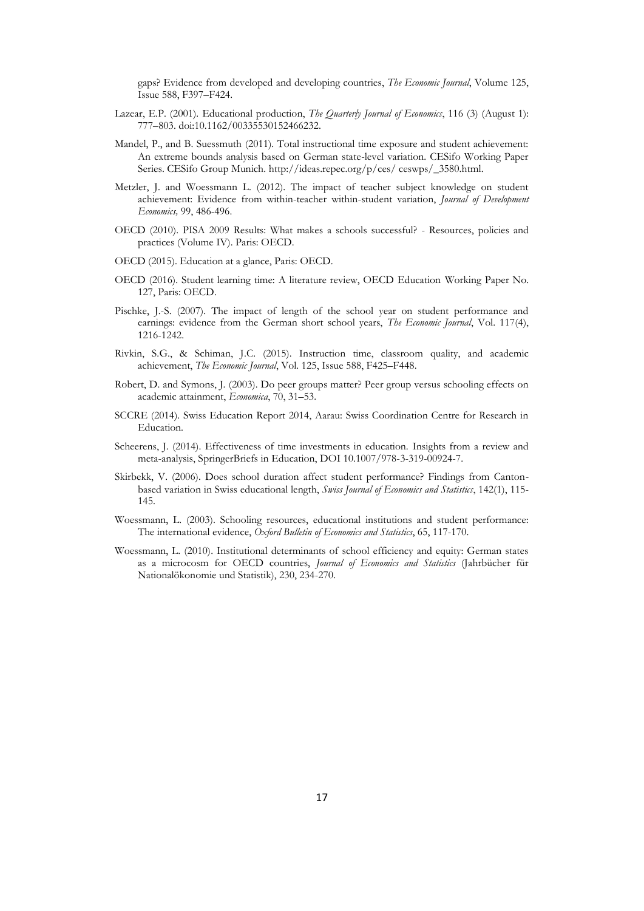gaps? Evidence from developed and developing countries, *The Economic Journal*, Volume 125, Issue 588, F397–F424.

Lazear, E.P. (2001). Educational production, *The Quarterly Journal of Economics*, 116 (3) (August 1): 777–803. doi:10.1162/00335530152466232.

Mandel, P., and B. Suessmuth (2011). Total instructional time exposure and student achievement: An extreme bounds analysis based on German state-level variation. CESifo Working Paper Series. CESifo Group Munich. http://ideas.repec.org/p/ces/ ceswps/_3580.html.

Metzler, J. and Woessmann L. (2012). The impact of teacher subject knowledge on student achievement: Evidence from within-teacher within-student variation, *Journal of Development Economics,* 99, 486-496.

OECD (2010). PISA 2009 Results: What makes a schools successful? - Resources, policies and practices (Volume IV). Paris: OECD.

OECD (2015). Education at a glance, Paris: OECD.

OECD (2016). Student learning time: A literature review, OECD Education Working Paper No. 127, Paris: OECD.

Pischke, J.-S. (2007). The impact of length of the school year on student performance and earnings: evidence from the German short school years, *The Economic Journal*, Vol. 117(4), 1216-1242.

Rivkin, S.G., & Schiman, J.C. (2015). Instruction time, classroom quality, and academic achievement, *The Economic Journal*, Vol. 125, Issue 588, F425–F448.

Robert, D. and Symons, J. (2003). Do peer groups matter? Peer group versus schooling effects on academic attainment, *Economica*, 70, 31–53.

SCCRE (2014). Swiss Education Report 2014, Aarau: Swiss Coordination Centre for Research in Education.

Scheerens, J. (2014). Effectiveness of time investments in education. Insights from a review and meta-analysis, SpringerBriefs in Education, DOI 10.1007/978-3-319-00924-7.

Skirbekk, V. (2006). Does school duration affect student performance? Findings from Canton-based variation in Swiss educational length, *Swiss Journal of Economics and Statistics*, 142(1), 115-145.

Woessmann, L. (2003). Schooling resources, educational institutions and student performance: The international evidence, *Oxford Bulletin of Economics and Statistics*, 65, 117-170.

Woessmann, L. (2010). Institutional determinants of school efficiency and equity: German states as a microcosm for OECD countries, *Journal of Economics and Statistics* (Jahrbücher für Nationalökonomie und Statistik), 230, 234-270.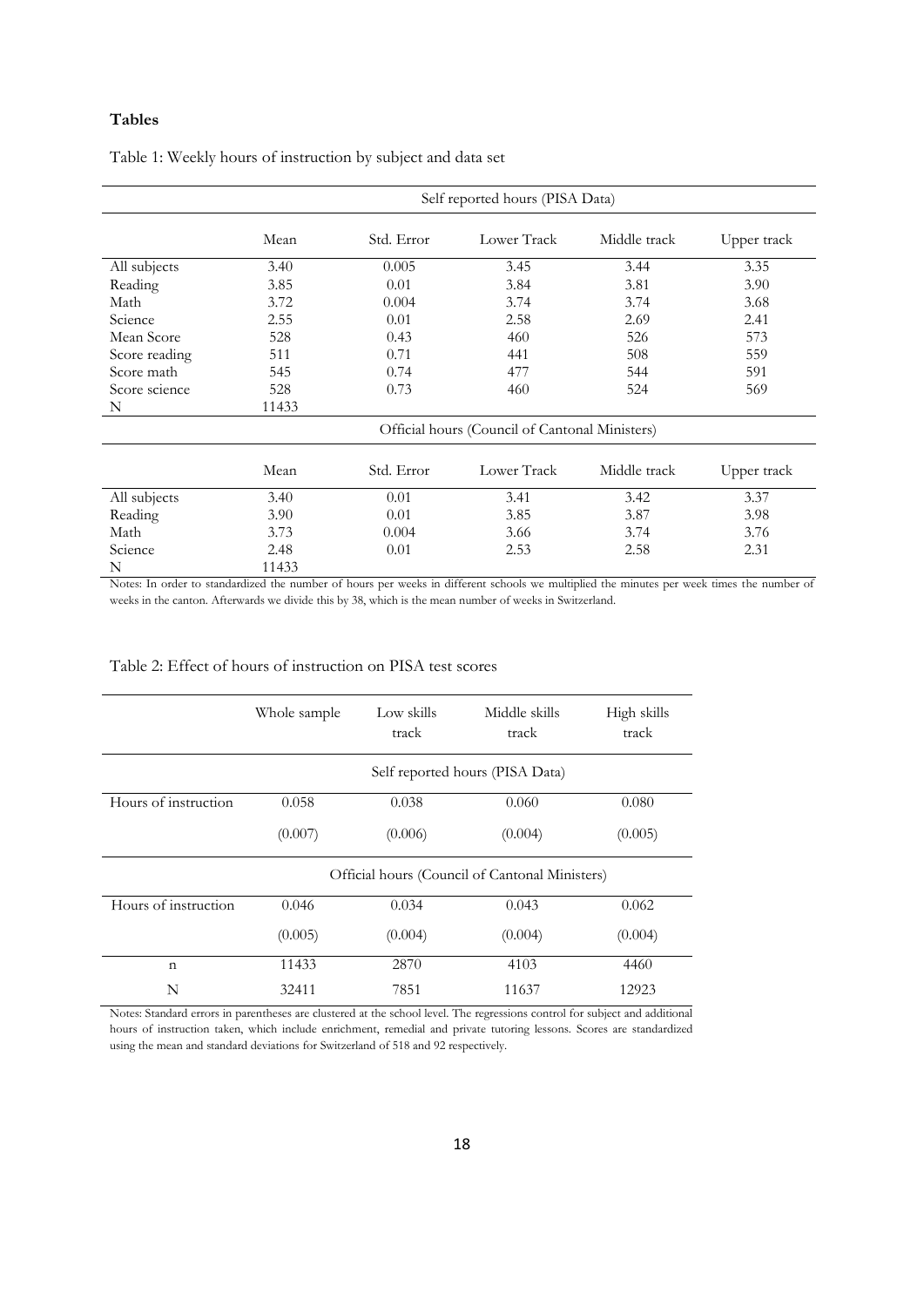**Tables**

Table 1: Weekly hours of instruction by subject and data set

| | Self reported hours (PISA Data) | | | | |
|---|---|---|---|---|---|
| | Mean | Std. Error | Lower Track | Middle track | Upper track |
| All subjects | 3.40 | 0.005 | 3.45 | 3.44 | 3.35 |
| Reading | 3.85 | 0.01 | 3.84 | 3.81 | 3.90 |
| Math | 3.72 | 0.004 | 3.74 | 3.74 | 3.68 |
| Science | 2.55 | 0.01 | 2.58 | 2.69 | 2.41 |
| Mean Score | 528 | 0.43 | 460 | 526 | 573 |
| Score reading | 511 | 0.71 | 441 | 508 | 559 |
| Score math | 545 | 0.74 | 477 | 544 | 591 |
| Score science | 528 | 0.73 | 460 | 524 | 569 |
| N | 11433 | | | | |
| | Official hours (Council of Cantonal Ministers) | | | | |
| | Mean | Std. Error | Lower Track | Middle track | Upper track |
| All subjects | 3.40 | 0.01 | 3.41 | 3.42 | 3.37 |
| Reading | 3.90 | 0.01 | 3.85 | 3.87 | 3.98 |
| Math | 3.73 | 0.004 | 3.66 | 3.74 | 3.76 |
| Science | 2.48 | 0.01 | 2.53 | 2.58 | 2.31 |
| N | 11433 | | | | |

Notes: In order to standardized the number of hours per weeks in different schools we multiplied the minutes per week times the number of weeks in the canton. Afterwards we divide this by 38, which is the mean number of weeks in Switzerland.

Table 2: Effect of hours of instruction on PISA test scores

| | Whole sample | Low skills track | Middle skills track | High skills track |
|---|---|---|---|---|
| | Self reported hours (PISA Data) | | | |
| Hours of instruction | 0.058 | 0.038 | 0.060 | 0.080 |
| | (0.007) | (0.006) | (0.004) | (0.005) |
| | Official hours (Council of Cantonal Ministers) | | | |
| Hours of instruction | 0.046 | 0.034 | 0.043 | 0.062 |
| | (0.005) | (0.004) | (0.004) | (0.004) |
| n | 11433 | 2870 | 4103 | 4460 |
| N | 32411 | 7851 | 11637 | 12923 |

Notes: Standard errors in parentheses are clustered at the school level. The regressions control for subject and additional hours of instruction taken, which include enrichment, remedial and private tutoring lessons. Scores are standardized using the mean and standard deviations for Switzerland of 518 and 92 respectively.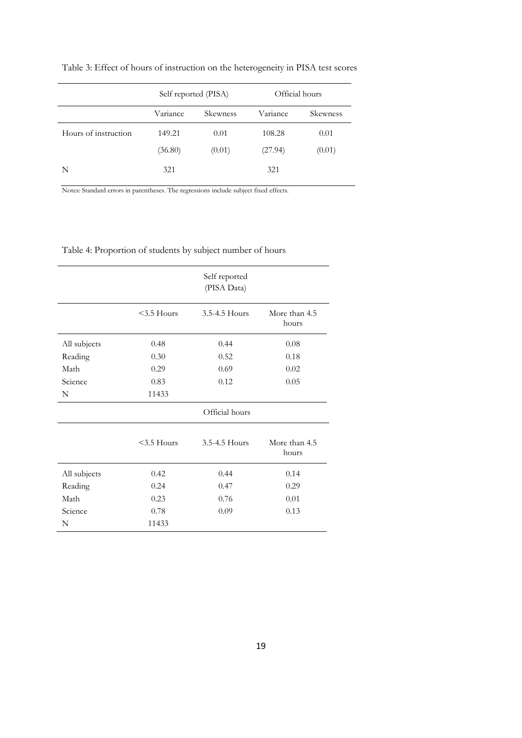Table 3: Effect of hours of instruction on the heterogeneity in PISA test scores

| | Self reported (PISA) | | Official hours | |
|---|---|---|---|---|
| | Variance | Skewness | Variance | Skewness |
| Hours of instruction | 149.21 | 0.01 | 108.28 | 0.01 |
| | (36.80) | (0.01) | (27.94) | (0.01) |
| N | 321 | | 321 | |

Notes: Standard errors in parentheses. The regressions include subject fixed effects.

Table 4: Proportion of students by subject number of hours

| | Self reported (PISA Data) | | |
|---|---|---|---|
| | <3.5 Hours | 3.5-4.5 Hours | More than 4.5 hours |
| All subjects | 0.48 | 0.44 | 0.08 |
| Reading | 0.30 | 0.52 | 0.18 |
| Math | 0.29 | 0.69 | 0.02 |
| Science | 0.83 | 0.12 | 0.05 |
| N | 11433 | | |
| | Official hours | | |
| | <3.5 Hours | 3.5-4.5 Hours | More than 4.5 hours |
| All subjects | 0.42 | 0.44 | 0.14 |
| Reading | 0.24 | 0.47 | 0.29 |
| Math | 0.23 | 0.76 | 0.01 |
| Science | 0.78 | 0.09 | 0.13 |
| N | 11433 | | |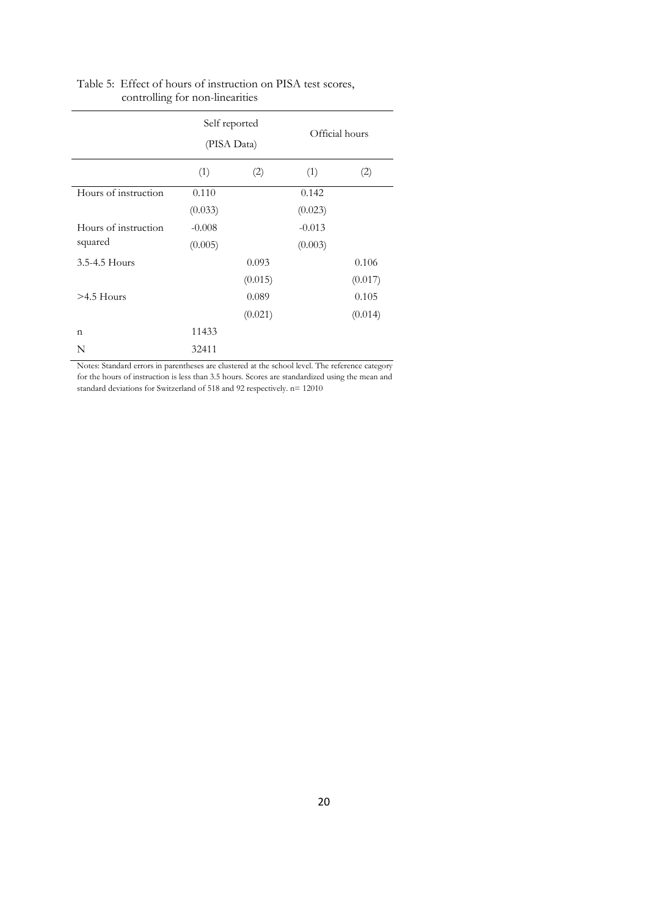Table 5: Effect of hours of instruction on PISA test scores, controlling for non-linearities

| | Self reported (PISA Data) | | Official hours | |
|---|---|---|---|---|
| | (1) | (2) | (1) | (2) |
| Hours of instruction | 0.110 | | 0.142 | |
| | (0.033) | | (0.023) | |
| Hours of instruction squared | -0.008 | | -0.013 | |
| | (0.005) | | (0.003) | |
| 3.5-4.5 Hours | | 0.093 | | 0.106 |
| | | (0.015) | | (0.017) |
| >4.5 Hours | | 0.089 | | 0.105 |
| | | (0.021) | | (0.014) |
| n | 11433 | | | |
| N | 32411 | | | |

Notes: Standard errors in parentheses are clustered at the school level. The reference category for the hours of instruction is less than 3.5 hours. Scores are standardized using the mean and standard deviations for Switzerland of 518 and 92 respectively. n= 12010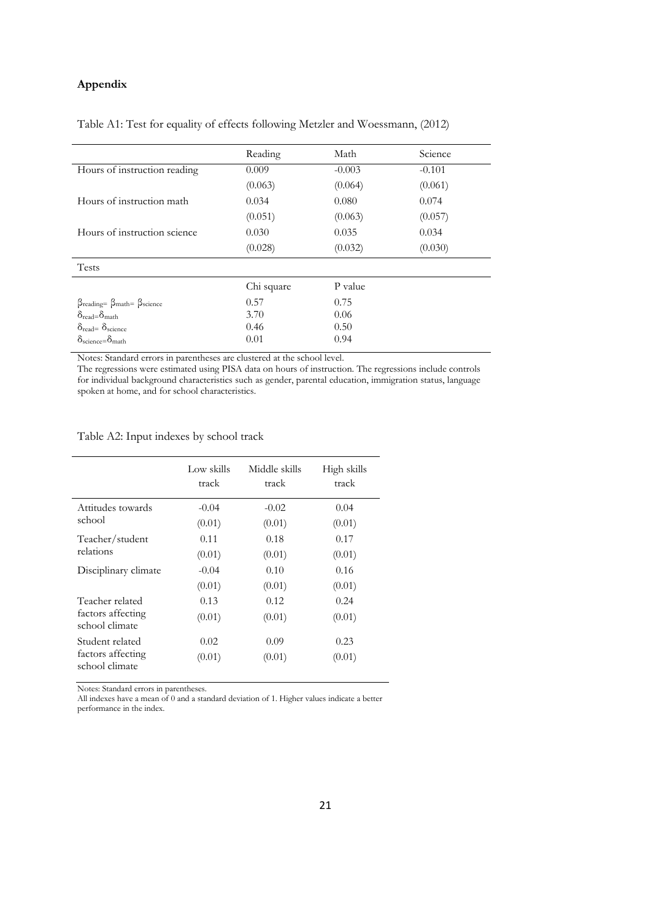**Appendix**

Table A1: Test for equality of effects following Metzler and Woessmann, (2012)

| | Reading | Math | Science |
|---|---|---|---|
| Hours of instruction reading | 0.009 | -0.003 | -0.101 |
| | (0.063) | (0.064) | (0.061) |
| Hours of instruction math | 0.034 | 0.080 | 0.074 |
| | (0.051) | (0.063) | (0.057) |
| Hours of instruction science | 0.030 | 0.035 | 0.034 |
| | (0.028) | (0.032) | (0.030) |
| Tests | | | |
| | Chi square | P value | |
| $\beta_{reading}= \beta_{math}= \beta_{science}$ | 0.57 | 0.75 | |
| $\delta_{read}=\delta_{math}$ | 3.70 | 0.06 | |
| $\delta_{read}= \delta_{science}$ | 0.46 | 0.50 | |
| $\delta_{science}=\delta_{math}$ | 0.01 | 0.94 | |

Notes: Standard errors in parentheses are clustered at the school level.
The regressions were estimated using PISA data on hours of instruction. The regressions include controls for individual background characteristics such as gender, parental education, immigration status, language spoken at home, and for school characteristics.

Table A2: Input indexes by school track

| | Low skills track | Middle skills track | High skills track |
|---|---|---|---|
| Attitudes towards school | -0.04 | -0.02 | 0.04 |
| | (0.01) | (0.01) | (0.01) |
| Teacher/student relations | 0.11 | 0.18 | 0.17 |
| | (0.01) | (0.01) | (0.01) |
| Disciplinary climate | -0.04 | 0.10 | 0.16 |
| | (0.01) | (0.01) | (0.01) |
| Teacher related factors affecting school climate | 0.13 | 0.12 | 0.24 |
| | (0.01) | (0.01) | (0.01) |
| Student related factors affecting school climate | 0.02 | 0.09 | 0.23 |
| | (0.01) | (0.01) | (0.01) |

Notes: Standard errors in parentheses.
All indexes have a mean of 0 and a standard deviation of 1. Higher values indicate a better performance in the index.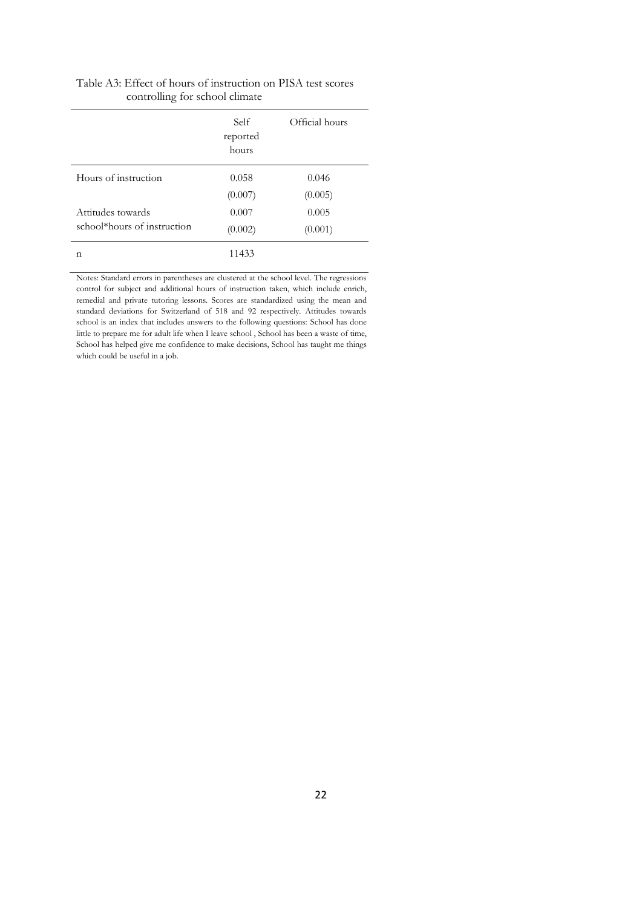Table A3: Effect of hours of instruction on PISA test scores controlling for school climate

| | Self reported hours | Official hours |
|---|---|---|
| Hours of instruction | 0.058 | 0.046 |
| | (0.007) | (0.005) |
| Attitudes towards school*hours of instruction | 0.007 | 0.005 |
| | (0.002) | (0.001) |
| n | 11433 | |

Notes: Standard errors in parentheses are clustered at the school level. The regressions control for subject and additional hours of instruction taken, which include enrich, remedial and private tutoring lessons. Scores are standardized using the mean and standard deviations for Switzerland of 518 and 92 respectively. Attitudes towards school is an index that includes answers to the following questions: School has done little to prepare me for adult life when I leave school , School has been a waste of time, School has helped give me confidence to make decisions, School has taught me things which could be useful in a job.